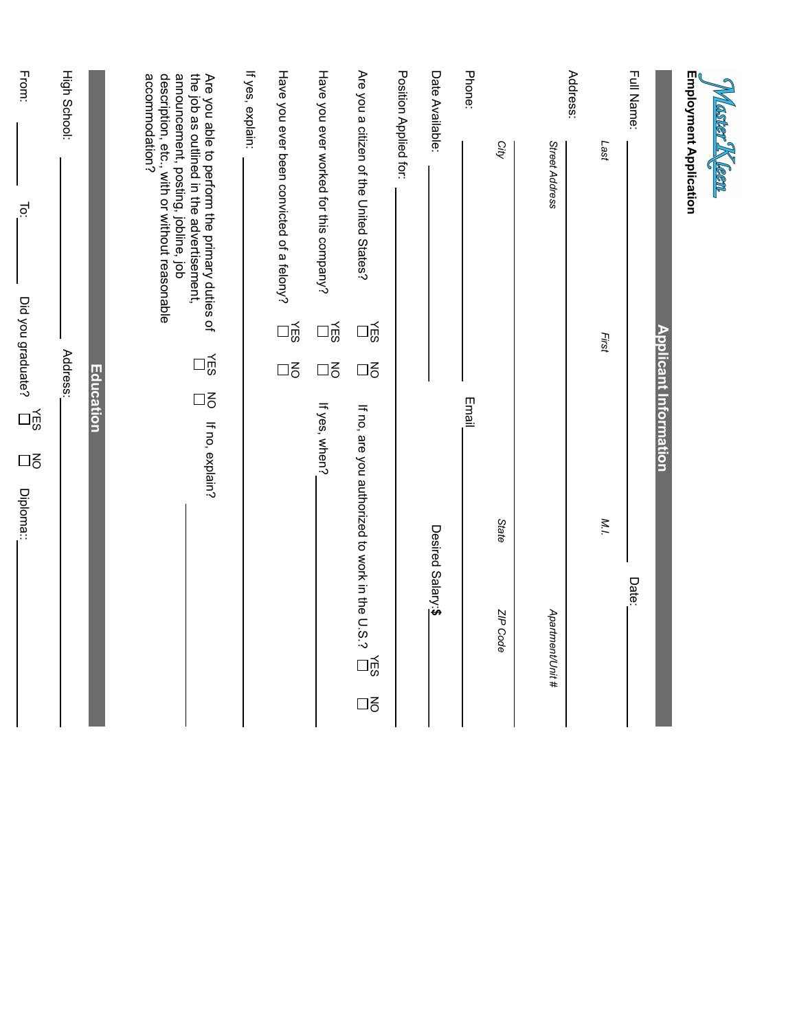Master Kleen

**Employment Application**

## Applicant Information

Full Name: ______________________________ Date: __________

*Last* *First* *M.I.*

Address: ______________________________________________

*Street Address* *Apartment/Unit #*

______________________________________________

*City* *State* *ZIP Code*

Phone: ______________ Email ______________

Date Available: ______________ Desired Salary: $ ______________

Position Applied for: ______________________________

Are you a citizen of the United States? YES ☐ NO ☐ If no, are you authorized to work in the U.S.? YES ☐ NO ☐

Have you ever worked for this company? YES ☐ NO ☐ If yes, when? ______________

Have you ever been convicted of a felony? YES ☐ NO ☐

If yes, explain: ______________________________

Are you able to perform the primary duties of the job as outlined in the advertisement, announcement, posting, jobline, job description, etc., with or without reasonable accommodation? YES ☐ NO ☐ If no, explain? ______________

## Education

High School: ______________ Address: ______________

From: ______ To: ______ Did you graduate? YES ☐ NO ☐ Diploma:: ______________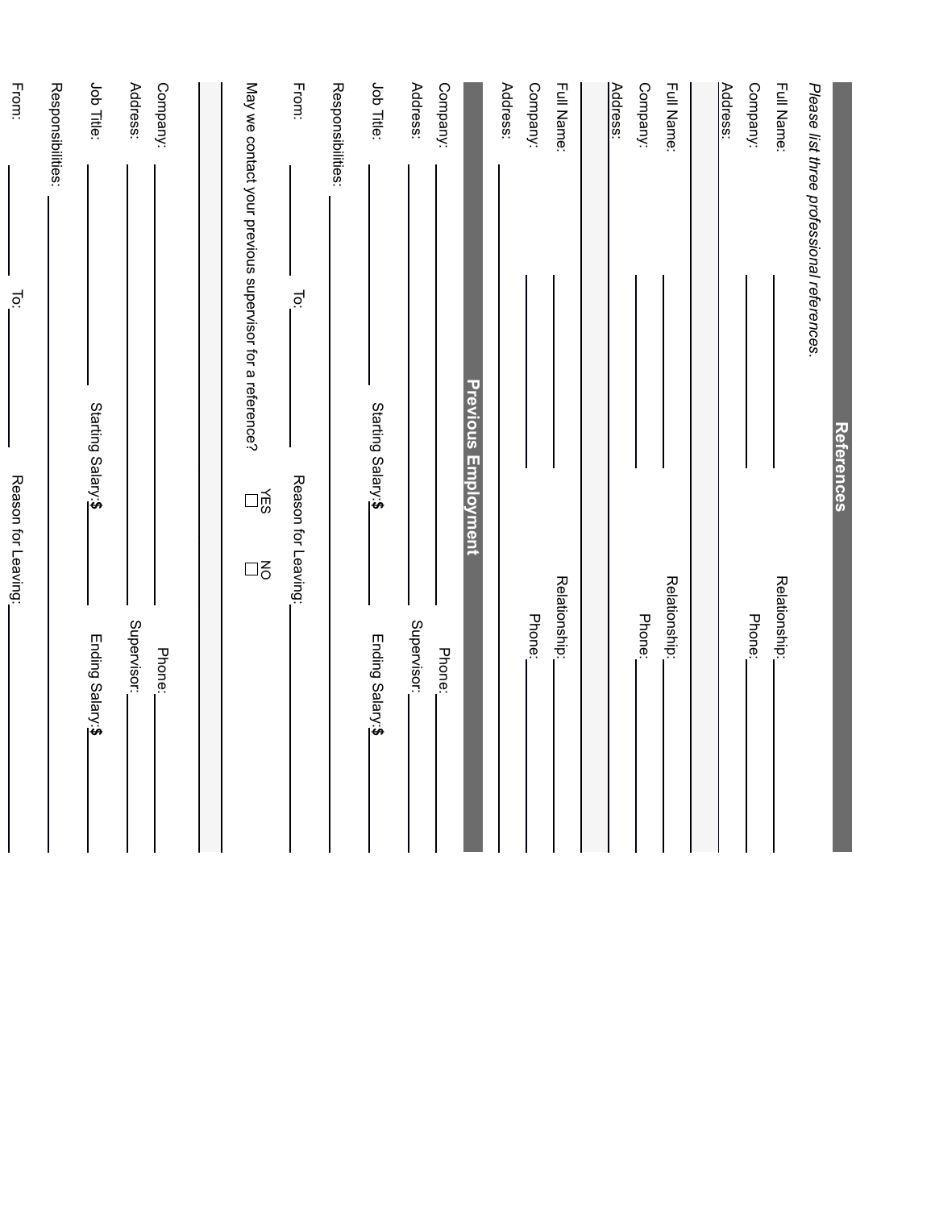## References

*Please list three professional references.*

Full Name: ______________________ Relationship: ______________________

Company: ______________________ Phone: ______________________

Address: ______________________

Full Name: ______________________ Relationship: ______________________

Company: ______________________ Phone: ______________________

Address: ______________________

Full Name: ______________________ Relationship: ______________________

Company: ______________________ Phone: ______________________

Address: ______________________

## Previous Employment

Company: ______________________ Phone: ______________________

Address: ______________________ Supervisor: ______________________

Job Title: ______________________ Starting Salary: $ ____________ Ending Salary: $ ____________

Responsibilities: ______________________

From: ____________ To: ____________ Reason for Leaving: ______________________

May we contact your previous supervisor for a reference? YES ☐ NO ☐

Company: ______________________ Phone: ______________________

Address: ______________________ Supervisor: ______________________

Job Title: ______________________ Starting Salary: $ ____________ Ending Salary: $ ____________

Responsibilities: ______________________

From: ____________ To: ____________ Reason for Leaving: ______________________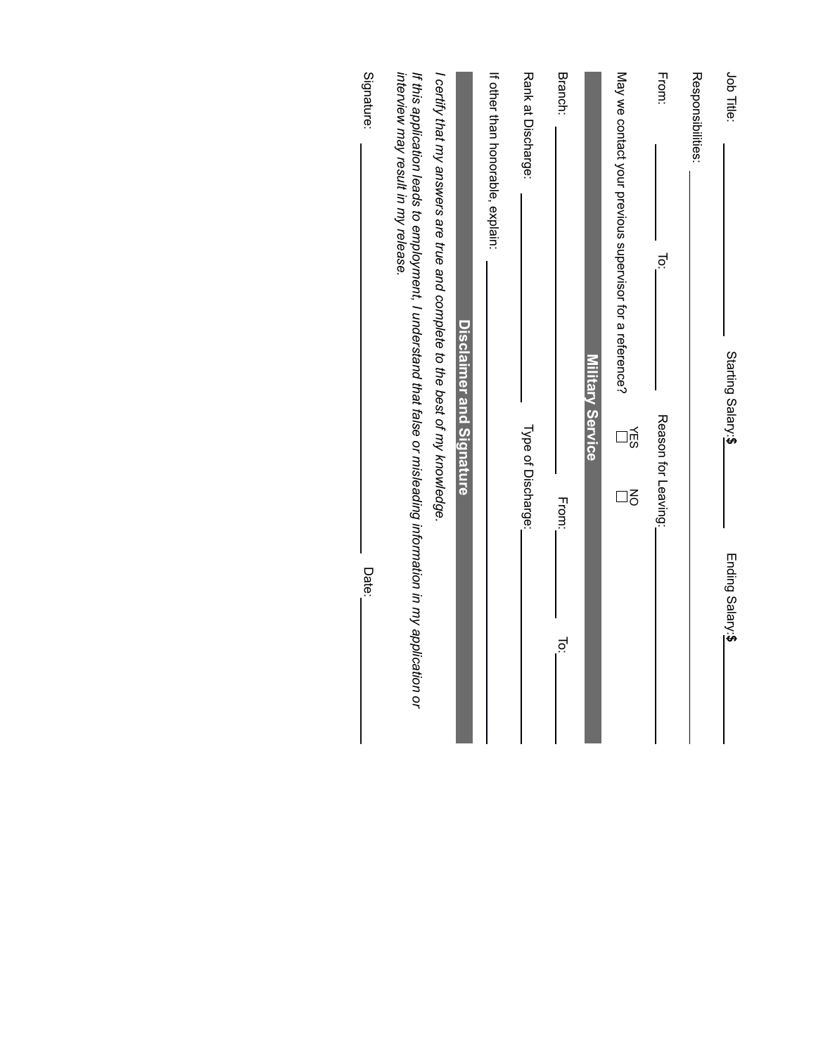Job Title: ______________ Starting Salary: $ ______________ Ending Salary: $ ______________

Responsibilities: ______________

From: ______________ To: ______________ Reason for Leaving: ______________

May we contact your previous supervisor for a reference? YES ☐ NO ☐

## Military Service

Branch: ______________ From: ______________ To: ______________

Rank at Discharge: ______________ Type of Discharge: ______________

If other than honorable, explain: ______________

## Disclaimer and Signature

*I certify that my answers are true and complete to the best of my knowledge.*

*If this application leads to employment, I understand that false or misleading information in my application or interview may result in my release.*

Signature: ______________ Date: ______________